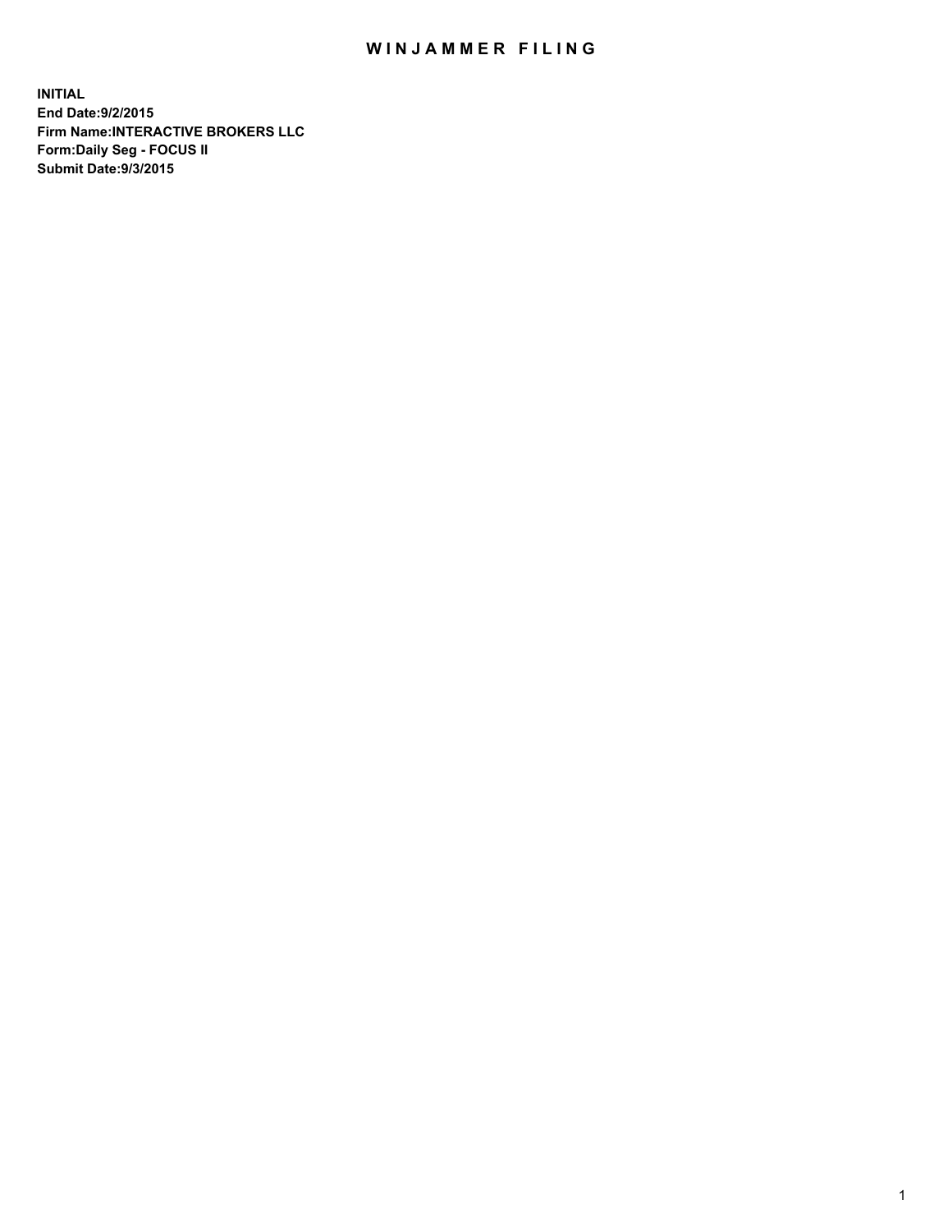# WINJAMMER FILING

**INITIAL**
**End Date:9/2/2015**
**Firm Name:INTERACTIVE BROKERS LLC**
**Form:Daily Seg - FOCUS II**
**Submit Date:9/3/2015**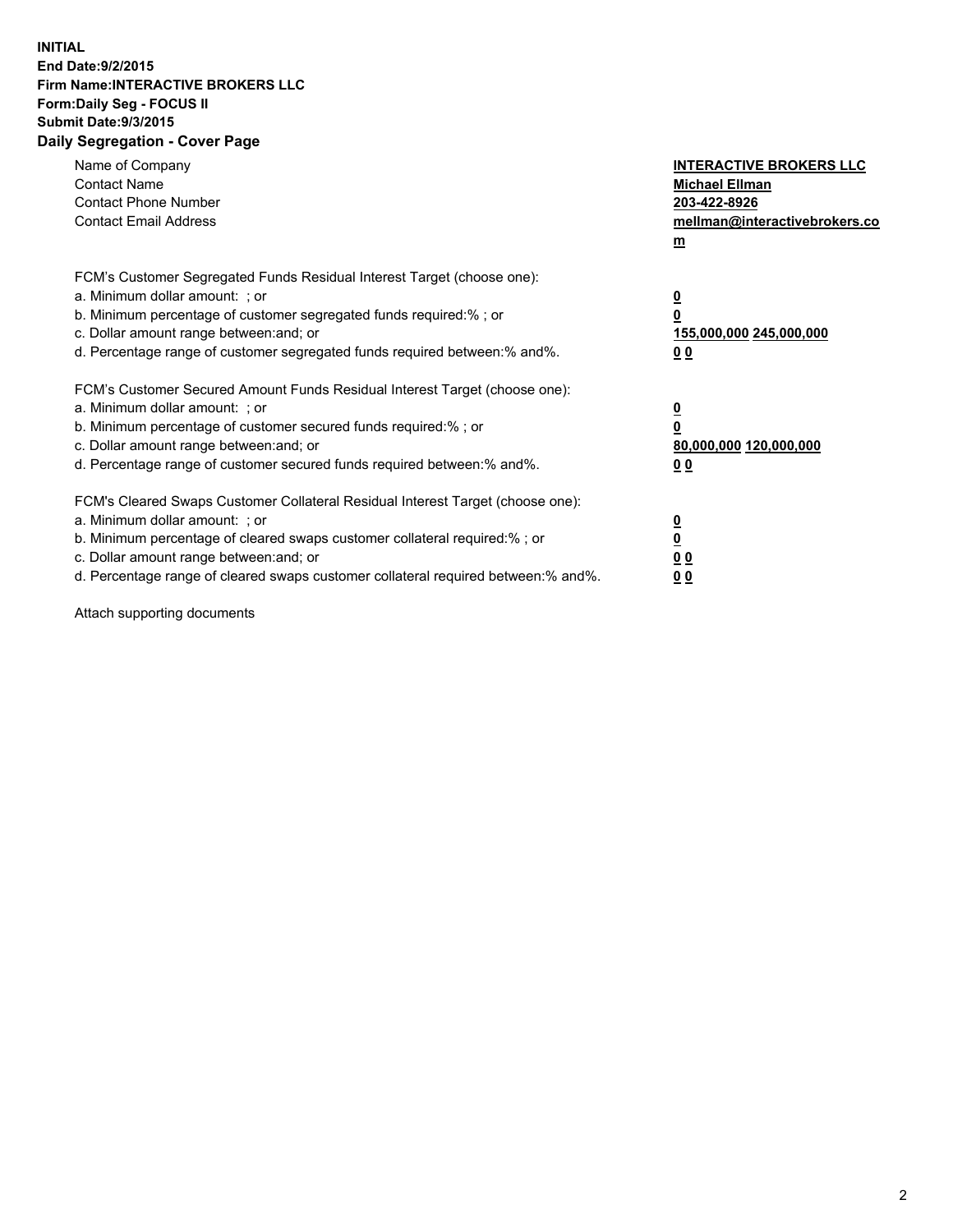**INITIAL**
**End Date:9/2/2015**
**Firm Name:INTERACTIVE BROKERS LLC**
**Form:Daily Seg - FOCUS II**
**Submit Date:9/3/2015**
**Daily Segregation - Cover Page**

| | |
|---|---|
| Name of Company | **INTERACTIVE BROKERS LLC** |
| Contact Name | **Michael Ellman** |
| Contact Phone Number | **203-422-8926** |
| Contact Email Address | **mellman@interactivebrokers.com** |

FCM's Customer Segregated Funds Residual Interest Target (choose one):

| | |
|---|---|
| a. Minimum dollar amount: ; or | **0** |
| b. Minimum percentage of customer segregated funds required:% ; or | **0** |
| c. Dollar amount range between:and; or | **155,000,000 245,000,000** |
| d. Percentage range of customer segregated funds required between:% and%. | **0 0** |

FCM's Customer Secured Amount Funds Residual Interest Target (choose one):

| | |
|---|---|
| a. Minimum dollar amount: ; or | **0** |
| b. Minimum percentage of customer secured funds required:% ; or | **0** |
| c. Dollar amount range between:and; or | **80,000,000 120,000,000** |
| d. Percentage range of customer secured funds required between:% and%. | **0 0** |

FCM's Cleared Swaps Customer Collateral Residual Interest Target (choose one):

| | |
|---|---|
| a. Minimum dollar amount: ; or | **0** |
| b. Minimum percentage of cleared swaps customer collateral required:% ; or | **0** |
| c. Dollar amount range between:and; or | **0 0** |
| d. Percentage range of cleared swaps customer collateral required between:% and%. | **0 0** |

Attach supporting documents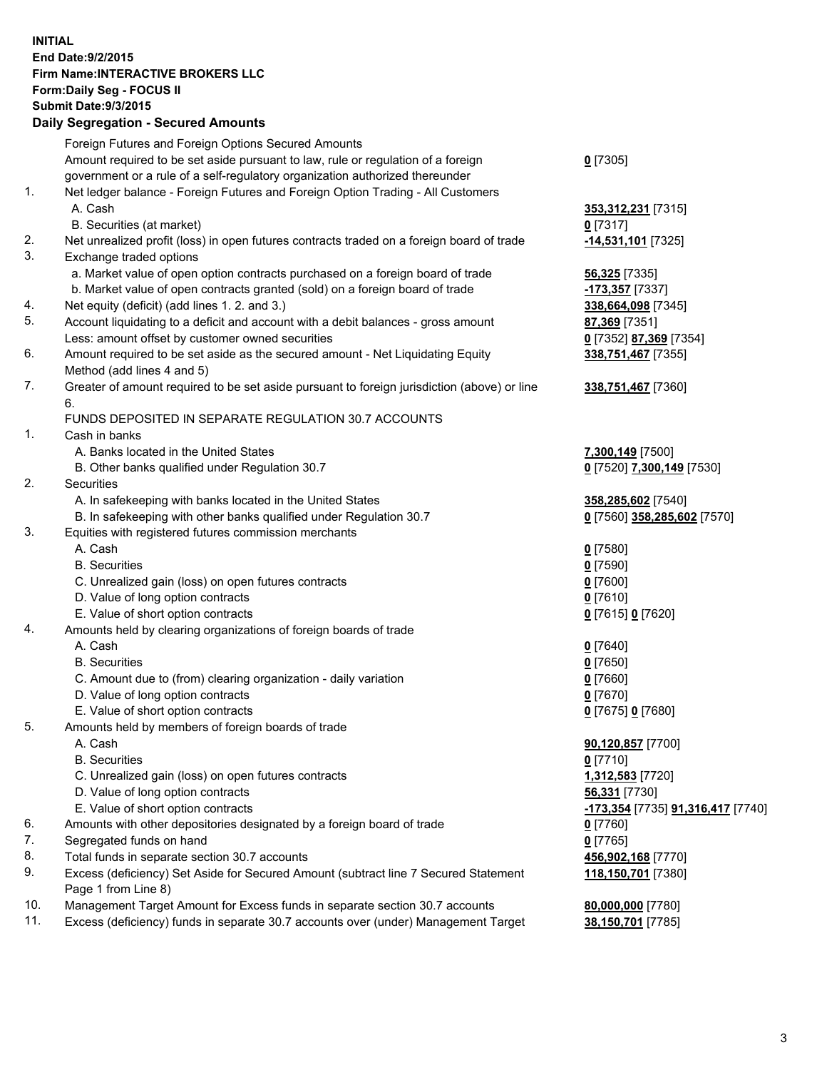**INITIAL**
**End Date:9/2/2015**
**Firm Name:INTERACTIVE BROKERS LLC**
**Form:Daily Seg - FOCUS II**
**Submit Date:9/3/2015**

## Daily Segregation - Secured Amounts

| | | |
|---|---|---|
| | Foreign Futures and Foreign Options Secured Amounts | |
| | Amount required to be set aside pursuant to law, rule or regulation of a foreign government or a rule of a self-regulatory organization authorized thereunder | **0** [7305] |
| 1. | Net ledger balance - Foreign Futures and Foreign Option Trading - All Customers | |
| | A. Cash | **353,312,231** [7315] |
| | B. Securities (at market) | **0** [7317] |
| 2. | Net unrealized profit (loss) in open futures contracts traded on a foreign board of trade | **-14,531,101** [7325] |
| 3. | Exchange traded options | |
| | a. Market value of open option contracts purchased on a foreign board of trade | **56,325** [7335] |
| | b. Market value of open contracts granted (sold) on a foreign board of trade | **-173,357** [7337] |
| 4. | Net equity (deficit) (add lines 1. 2. and 3.) | **338,664,098** [7345] |
| 5. | Account liquidating to a deficit and account with a debit balances - gross amount | **87,369** [7351] |
| | Less: amount offset by customer owned securities | **0** [7352] **87,369** [7354] |
| 6. | Amount required to be set aside as the secured amount - Net Liquidating Equity Method (add lines 4 and 5) | **338,751,467** [7355] |
| 7. | Greater of amount required to be set aside pursuant to foreign jurisdiction (above) or line 6. | **338,751,467** [7360] |
| | FUNDS DEPOSITED IN SEPARATE REGULATION 30.7 ACCOUNTS | |
| 1. | Cash in banks | |
| | A. Banks located in the United States | **7,300,149** [7500] |
| | B. Other banks qualified under Regulation 30.7 | **0** [7520] **7,300,149** [7530] |
| 2. | Securities | |
| | A. In safekeeping with banks located in the United States | **358,285,602** [7540] |
| | B. In safekeeping with other banks qualified under Regulation 30.7 | **0** [7560] **358,285,602** [7570] |
| 3. | Equities with registered futures commission merchants | |
| | A. Cash | **0** [7580] |
| | B. Securities | **0** [7590] |
| | C. Unrealized gain (loss) on open futures contracts | **0** [7600] |
| | D. Value of long option contracts | **0** [7610] |
| | E. Value of short option contracts | **0** [7615] **0** [7620] |
| 4. | Amounts held by clearing organizations of foreign boards of trade | |
| | A. Cash | **0** [7640] |
| | B. Securities | **0** [7650] |
| | C. Amount due to (from) clearing organization - daily variation | **0** [7660] |
| | D. Value of long option contracts | **0** [7670] |
| | E. Value of short option contracts | **0** [7675] **0** [7680] |
| 5. | Amounts held by members of foreign boards of trade | |
| | A. Cash | **90,120,857** [7700] |
| | B. Securities | **0** [7710] |
| | C. Unrealized gain (loss) on open futures contracts | **1,312,583** [7720] |
| | D. Value of long option contracts | **56,331** [7730] |
| | E. Value of short option contracts | **-173,354** [7735] **91,316,417** [7740] |
| 6. | Amounts with other depositories designated by a foreign board of trade | **0** [7760] |
| 7. | Segregated funds on hand | **0** [7765] |
| 8. | Total funds in separate section 30.7 accounts | **456,902,168** [7770] |
| 9. | Excess (deficiency) Set Aside for Secured Amount (subtract line 7 Secured Statement Page 1 from Line 8) | **118,150,701** [7380] |
| 10. | Management Target Amount for Excess funds in separate section 30.7 accounts | **80,000,000** [7780] |
| 11. | Excess (deficiency) funds in separate 30.7 accounts over (under) Management Target | **38,150,701** [7785] |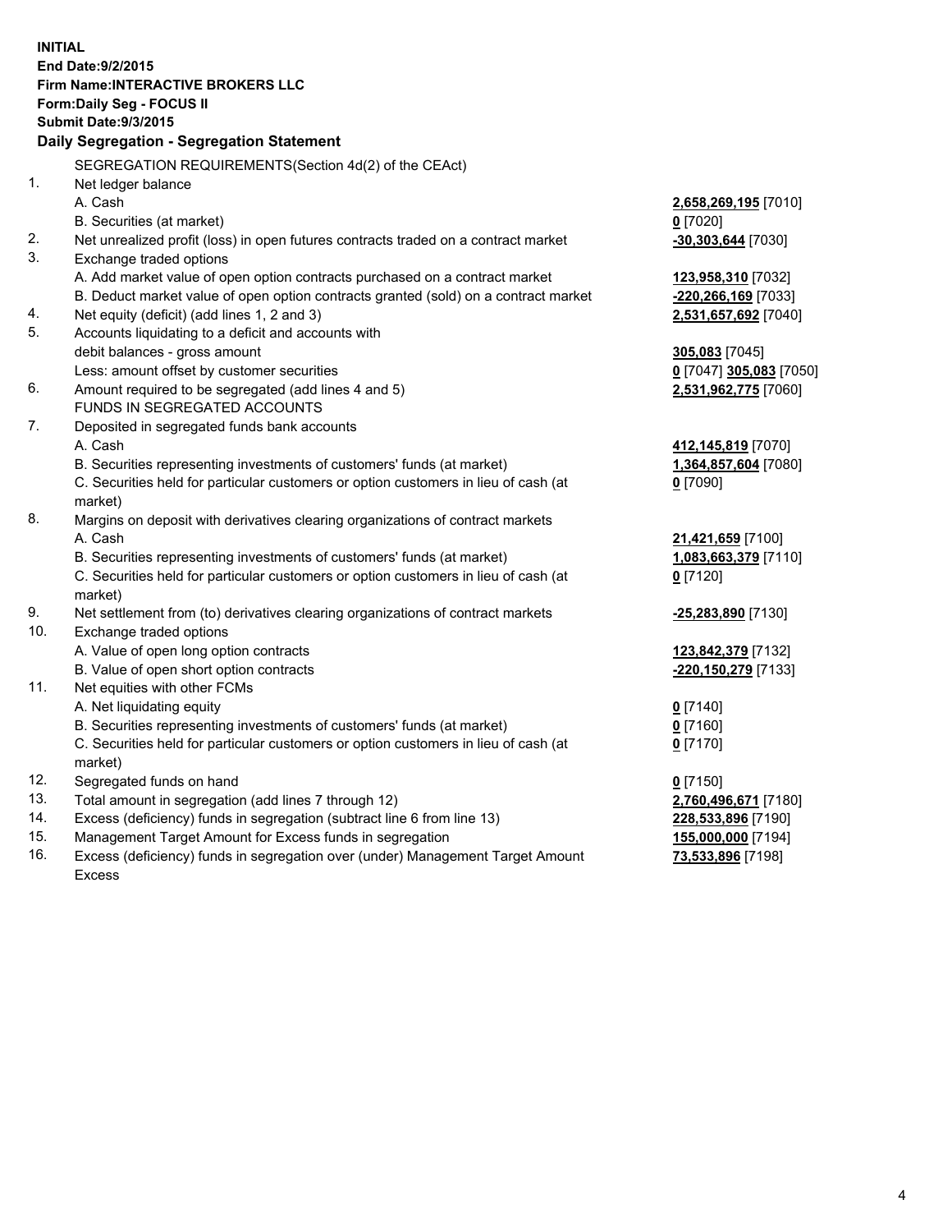**INITIAL**
**End Date:9/2/2015**
**Firm Name:INTERACTIVE BROKERS LLC**
**Form:Daily Seg - FOCUS II**
**Submit Date:9/3/2015**

**Daily Segregation - Segregation Statement**

| | | |
|---|---|---|
| | SEGREGATION REQUIREMENTS(Section 4d(2) of the CEAct) | |
| 1. | Net ledger balance | |
| | A. Cash | **2,658,269,195** [7010] |
| | B. Securities (at market) | **0** [7020] |
| 2. | Net unrealized profit (loss) in open futures contracts traded on a contract market | **-30,303,644** [7030] |
| 3. | Exchange traded options | |
| | A. Add market value of open option contracts purchased on a contract market | **123,958,310** [7032] |
| | B. Deduct market value of open option contracts granted (sold) on a contract market | **-220,266,169** [7033] |
| 4. | Net equity (deficit) (add lines 1, 2 and 3) | **2,531,657,692** [7040] |
| 5. | Accounts liquidating to a deficit and accounts with | |
| | debit balances - gross amount | **305,083** [7045] |
| | Less: amount offset by customer securities | **0** [7047] **305,083** [7050] |
| 6. | Amount required to be segregated (add lines 4 and 5) | **2,531,962,775** [7060] |
| | FUNDS IN SEGREGATED ACCOUNTS | |
| 7. | Deposited in segregated funds bank accounts | |
| | A. Cash | **412,145,819** [7070] |
| | B. Securities representing investments of customers' funds (at market) | **1,364,857,604** [7080] |
| | C. Securities held for particular customers or option customers in lieu of cash (at market) | **0** [7090] |
| 8. | Margins on deposit with derivatives clearing organizations of contract markets | |
| | A. Cash | **21,421,659** [7100] |
| | B. Securities representing investments of customers' funds (at market) | **1,083,663,379** [7110] |
| | C. Securities held for particular customers or option customers in lieu of cash (at market) | **0** [7120] |
| 9. | Net settlement from (to) derivatives clearing organizations of contract markets | **-25,283,890** [7130] |
| 10. | Exchange traded options | |
| | A. Value of open long option contracts | **123,842,379** [7132] |
| | B. Value of open short option contracts | **-220,150,279** [7133] |
| 11. | Net equities with other FCMs | |
| | A. Net liquidating equity | **0** [7140] |
| | B. Securities representing investments of customers' funds (at market) | **0** [7160] |
| | C. Securities held for particular customers or option customers in lieu of cash (at market) | **0** [7170] |
| 12. | Segregated funds on hand | **0** [7150] |
| 13. | Total amount in segregation (add lines 7 through 12) | **2,760,496,671** [7180] |
| 14. | Excess (deficiency) funds in segregation (subtract line 6 from line 13) | **228,533,896** [7190] |
| 15. | Management Target Amount for Excess funds in segregation | **155,000,000** [7194] |
| 16. | Excess (deficiency) funds in segregation over (under) Management Target Amount Excess | **73,533,896** [7198] |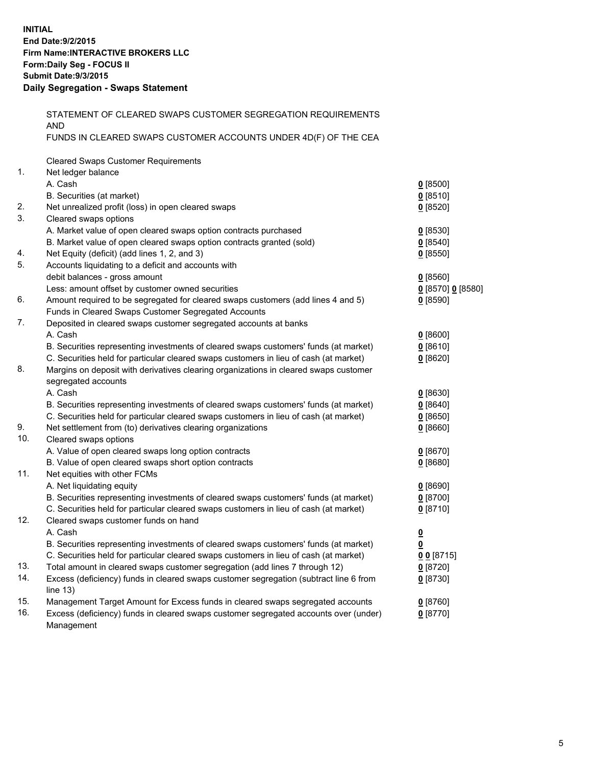**INITIAL**
**End Date:9/2/2015**
**Firm Name:INTERACTIVE BROKERS LLC**
**Form:Daily Seg - FOCUS II**
**Submit Date:9/3/2015**
**Daily Segregation - Swaps Statement**

STATEMENT OF CLEARED SWAPS CUSTOMER SEGREGATION REQUIREMENTS
AND
FUNDS IN CLEARED SWAPS CUSTOMER ACCOUNTS UNDER 4D(F) OF THE CEA

| | | |
|---|---|---|
| | Cleared Swaps Customer Requirements | |
| 1. | Net ledger balance | |
| | A. Cash | 0 [8500] |
| | B. Securities (at market) | 0 [8510] |
| 2. | Net unrealized profit (loss) in open cleared swaps | 0 [8520] |
| 3. | Cleared swaps options | |
| | A. Market value of open cleared swaps option contracts purchased | 0 [8530] |
| | B. Market value of open cleared swaps option contracts granted (sold) | 0 [8540] |
| 4. | Net Equity (deficit) (add lines 1, 2, and 3) | 0 [8550] |
| 5. | Accounts liquidating to a deficit and accounts with | |
| | debit balances - gross amount | 0 [8560] |
| | Less: amount offset by customer owned securities | 0 [8570] 0 [8580] |
| 6. | Amount required to be segregated for cleared swaps customers (add lines 4 and 5) | 0 [8590] |
| | Funds in Cleared Swaps Customer Segregated Accounts | |
| 7. | Deposited in cleared swaps customer segregated accounts at banks | |
| | A. Cash | 0 [8600] |
| | B. Securities representing investments of cleared swaps customers' funds (at market) | 0 [8610] |
| | C. Securities held for particular cleared swaps customers in lieu of cash (at market) | 0 [8620] |
| 8. | Margins on deposit with derivatives clearing organizations in cleared swaps customer segregated accounts | |
| | A. Cash | 0 [8630] |
| | B. Securities representing investments of cleared swaps customers' funds (at market) | 0 [8640] |
| | C. Securities held for particular cleared swaps customers in lieu of cash (at market) | 0 [8650] |
| 9. | Net settlement from (to) derivatives clearing organizations | 0 [8660] |
| 10. | Cleared swaps options | |
| | A. Value of open cleared swaps long option contracts | 0 [8670] |
| | B. Value of open cleared swaps short option contracts | 0 [8680] |
| 11. | Net equities with other FCMs | |
| | A. Net liquidating equity | 0 [8690] |
| | B. Securities representing investments of cleared swaps customers' funds (at market) | 0 [8700] |
| | C. Securities held for particular cleared swaps customers in lieu of cash (at market) | 0 [8710] |
| 12. | Cleared swaps customer funds on hand | |
| | A. Cash | 0 |
| | B. Securities representing investments of cleared swaps customers' funds (at market) | 0 |
| | C. Securities held for particular cleared swaps customers in lieu of cash (at market) | 0 0 [8715] |
| 13. | Total amount in cleared swaps customer segregation (add lines 7 through 12) | 0 [8720] |
| 14. | Excess (deficiency) funds in cleared swaps customer segregation (subtract line 6 from line 13) | 0 [8730] |
| 15. | Management Target Amount for Excess funds in cleared swaps segregated accounts | 0 [8760] |
| 16. | Excess (deficiency) funds in cleared swaps customer segregated accounts over (under) Management | 0 [8770] |